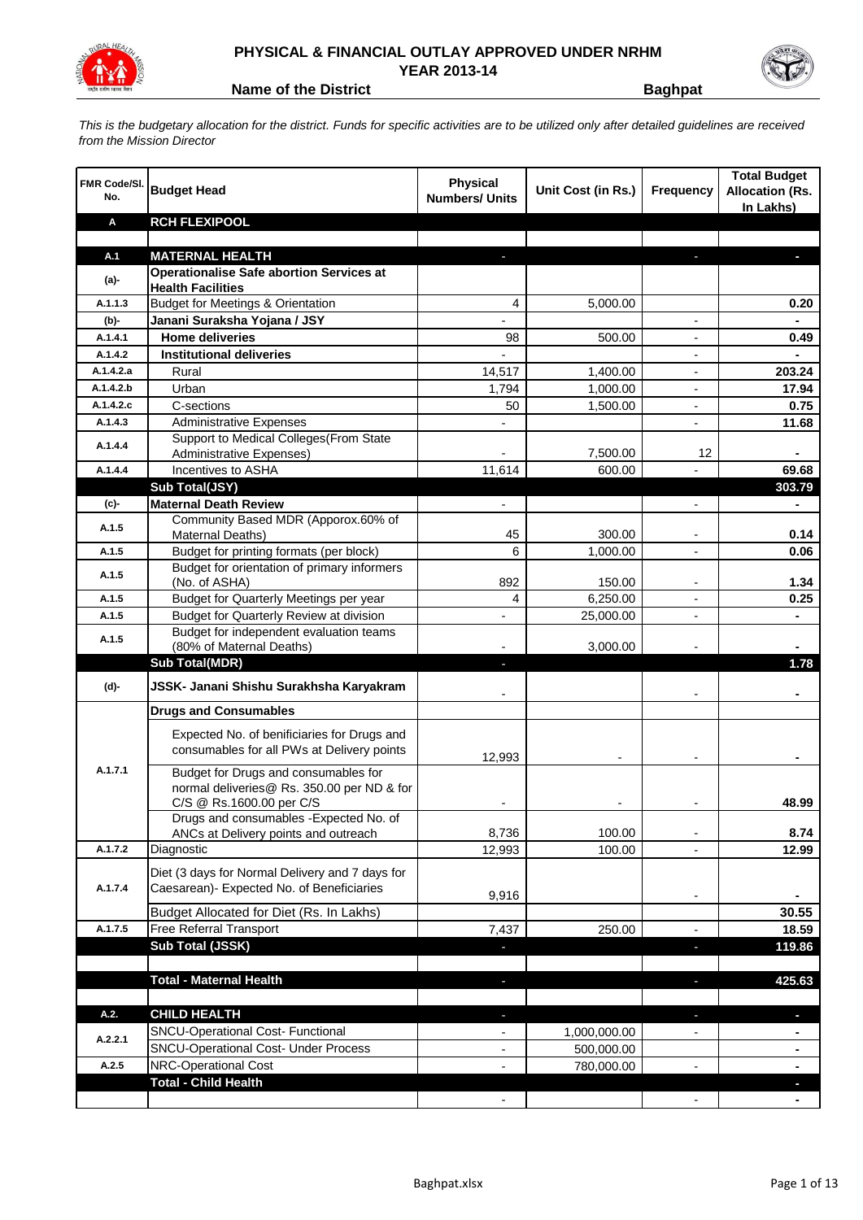# PHYSICAL & FINANCIAL OUTLAY APPROVED UNDER NRHM

## YEAR 2013-14

**Name of the District** **Baghpat**

*This is the budgetary allocation for the district. Funds for specific activities are to be utilized only after detailed guidelines are received from the Mission Director*

| FMR Code/Sl. No. | Budget Head | Physical Numbers/ Units | Unit Cost (in Rs.) | Frequency | Total Budget Allocation (Rs. In Lakhs) |
|---|---|---|---|---|---|
| **A** | **RCH FLEXIPOOL** | | | | |
| | | | | | |
| **A.1** | **MATERNAL HEALTH** | - | | - | - |
| (a)- | **Operationalise Safe abortion Services at Health Facilities** | | | | |
| A.1.1.3 | Budget for Meetings & Orientation | 4 | 5,000.00 | | 0.20 |
| (b)- | **Janani Suraksha Yojana / JSY** | - | | - | - |
| A.1.4.1 | **Home deliveries** | 98 | 500.00 | - | 0.49 |
| A.1.4.2 | **Institutional deliveries** | - | | - | - |
| A.1.4.2.a | Rural | 14,517 | 1,400.00 | - | 203.24 |
| A.1.4.2.b | Urban | 1,794 | 1,000.00 | - | 17.94 |
| A.1.4.2.c | C-sections | 50 | 1,500.00 | - | 0.75 |
| A.1.4.3 | Administrative Expenses | - | | - | 11.68 |
| A.1.4.4 | Support to Medical Colleges(From State Administrative Expenses) | - | 7,500.00 | 12 | - |
| A.1.4.4 | Incentives to ASHA | 11,614 | 600.00 | - | 69.68 |
| | **Sub Total(JSY)** | | | | **303.79** |
| (c)- | **Maternal Death Review** | - | | - | - |
| A.1.5 | Community Based MDR (Apporox.60% of Maternal Deaths) | 45 | 300.00 | - | 0.14 |
| A.1.5 | Budget for printing formats (per block) | 6 | 1,000.00 | - | 0.06 |
| A.1.5 | Budget for orientation of primary informers (No. of ASHA) | 892 | 150.00 | - | 1.34 |
| A.1.5 | Budget for Quarterly Meetings per year | 4 | 6,250.00 | - | 0.25 |
| A.1.5 | Budget for Quarterly Review at division | - | 25,000.00 | - | - |
| A.1.5 | Budget for independent evaluation teams (80% of Maternal Deaths) | - | 3,000.00 | - | - |
| | **Sub Total(MDR)** | - | | | **1.78** |
| (d)- | **JSSK- Janani Shishu Surakhsha Karyakram** | - | | - | - |
| | **Drugs and Consumables** | | | | |
| A.1.7.1 | Expected No. of benificiaries for Drugs and consumables for all PWs at Delivery points | 12,993 | - | - | - |
| | Budget for Drugs and consumables for normal deliveries@ Rs. 350.00 per ND & for C/S @ Rs.1600.00 per C/S | - | - | - | 48.99 |
| | Drugs and consumables -Expected No. of ANCs at Delivery points and outreach | 8,736 | 100.00 | - | 8.74 |
| A.1.7.2 | Diagnostic | 12,993 | 100.00 | - | 12.99 |
| A.1.7.4 | Diet (3 days for Normal Delivery and 7 days for Caesarean)- Expected No. of Beneficiaries | 9,916 | | - | - |
| | Budget Allocated for Diet (Rs. In Lakhs) | | | | 30.55 |
| A.1.7.5 | Free Referral Transport | 7,437 | 250.00 | - | 18.59 |
| | **Sub Total (JSSK)** | - | | - | **119.86** |
| | | | | | |
| | **Total - Maternal Health** | - | | - | **425.63** |
| | | | | | |
| **A.2.** | **CHILD HEALTH** | - | | - | - |
| A.2.2.1 | SNCU-Operational Cost- Functional | - | 1,000,000.00 | - | - |
| | SNCU-Operational Cost- Under Process | - | 500,000.00 | | - |
| A.2.5 | NRC-Operational Cost | - | 780,000.00 | - | - |
| | **Total - Child Health** | | | | - |
| | | - | | - | - |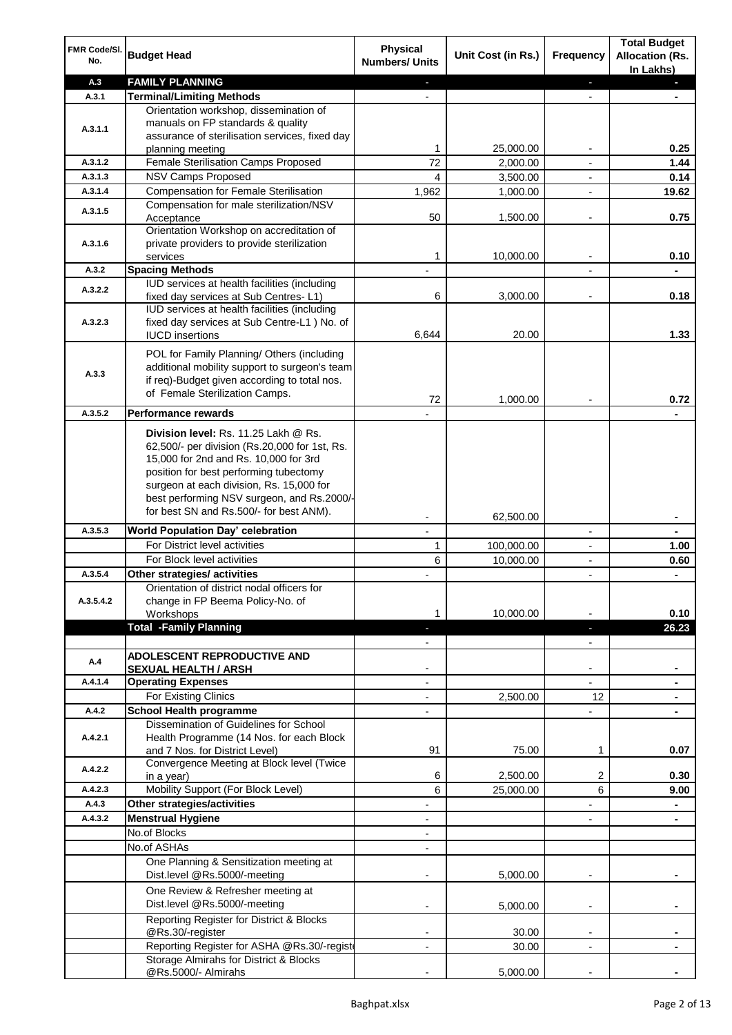| FMR Code/Sl. No. | Budget Head | Physical Numbers/ Units | Unit Cost (in Rs.) | Frequency | Total Budget Allocation (Rs. In Lakhs) |
|---|---|---|---|---|---|
| A.3 | **FAMILY PLANNING** | - | | - | - |
| A.3.1 | **Terminal/Limiting Methods** | - | | - | - |
| A.3.1.1 | Orientation workshop, dissemination of manuals on FP standards & quality assurance of sterilisation services, fixed day planning meeting | 1 | 25,000.00 | - | **0.25** |
| A.3.1.2 | Female Sterilisation Camps Proposed | 72 | 2,000.00 | - | **1.44** |
| A.3.1.3 | NSV Camps Proposed | 4 | 3,500.00 | - | **0.14** |
| A.3.1.4 | Compensation for Female Sterilisation | 1,962 | 1,000.00 | - | **19.62** |
| A.3.1.5 | Compensation for male sterilization/NSV Acceptance | 50 | 1,500.00 | - | **0.75** |
| A.3.1.6 | Orientation Workshop on accreditation of private providers to provide sterilization services | 1 | 10,000.00 | - | **0.10** |
| A.3.2 | **Spacing Methods** | - | | - | - |
| A.3.2.2 | IUD services at health facilities (including fixed day services at Sub Centres- L1) | 6 | 3,000.00 | - | **0.18** |
| A.3.2.3 | IUD services at health facilities (including fixed day services at Sub Centre-L1 ) No. of IUCD insertions | 6,644 | 20.00 | | **1.33** |
| A.3.3 | POL for Family Planning/ Others (including additional mobility support to surgeon's team if req)-Budget given according to total nos. of Female Sterilization Camps. | 72 | 1,000.00 | - | **0.72** |
| A.3.5.2 | **Performance rewards** | - | | | - |
| | **Division level:** Rs. 11.25 Lakh @ Rs. 62,500/- per division (Rs.20,000 for 1st, Rs. 15,000 for 2nd and Rs. 10,000 for 3rd position for best performing tubectomy surgeon at each division, Rs. 15,000 for best performing NSV surgeon, and Rs.2000/- for best SN and Rs.500/- for best ANM). | - | 62,500.00 | | - |
| A.3.5.3 | **World Population Day' celebration** | - | | - | - |
| | For District level activities | 1 | 100,000.00 | - | **1.00** |
| | For Block level activities | 6 | 10,000.00 | - | **0.60** |
| A.3.5.4 | **Other strategies/ activities** | - | | - | - |
| A.3.5.4.2 | Orientation of district nodal officers for change in FP Beema Policy-No. of Workshops | 1 | 10,000.00 | - | **0.10** |
| | **Total -Family Planning** | - | | - | **26.23** |
| | | - | | - | |
| A.4 | **ADOLESCENT REPRODUCTIVE AND SEXUAL HEALTH / ARSH** | - | | - | - |
| A.4.1.4 | **Operating Expenses** | - | | - | - |
| | For Existing Clinics | - | 2,500.00 | 12 | - |
| A.4.2 | **School Health programme** | - | | - | - |
| A.4.2.1 | Dissemination of Guidelines for School Health Programme (14 Nos. for each Block and 7 Nos. for District Level) | 91 | 75.00 | 1 | **0.07** |
| A.4.2.2 | Convergence Meeting at Block level (Twice in a year) | 6 | 2,500.00 | 2 | **0.30** |
| A.4.2.3 | Mobility Support (For Block Level) | 6 | 25,000.00 | 6 | **9.00** |
| A.4.3 | **Other strategies/activities** | - | | - | - |
| A.4.3.2 | **Menstrual Hygiene** | - | | - | - |
| | No.of Blocks | - | | | |
| | No.of ASHAs | - | | | |
| | One Planning & Sensitization meeting at Dist.level @Rs.5000/-meeting | - | 5,000.00 | - | - |
| | One Review & Refresher meeting at Dist.level @Rs.5000/-meeting | - | 5,000.00 | - | - |
| | Reporting Register for District & Blocks @Rs.30/-register | - | 30.00 | - | - |
| | Reporting Register for ASHA @Rs.30/-registe | - | 30.00 | - | - |
| | Storage Almirahs for District & Blocks @Rs.5000/- Almirahs | - | 5,000.00 | - | - |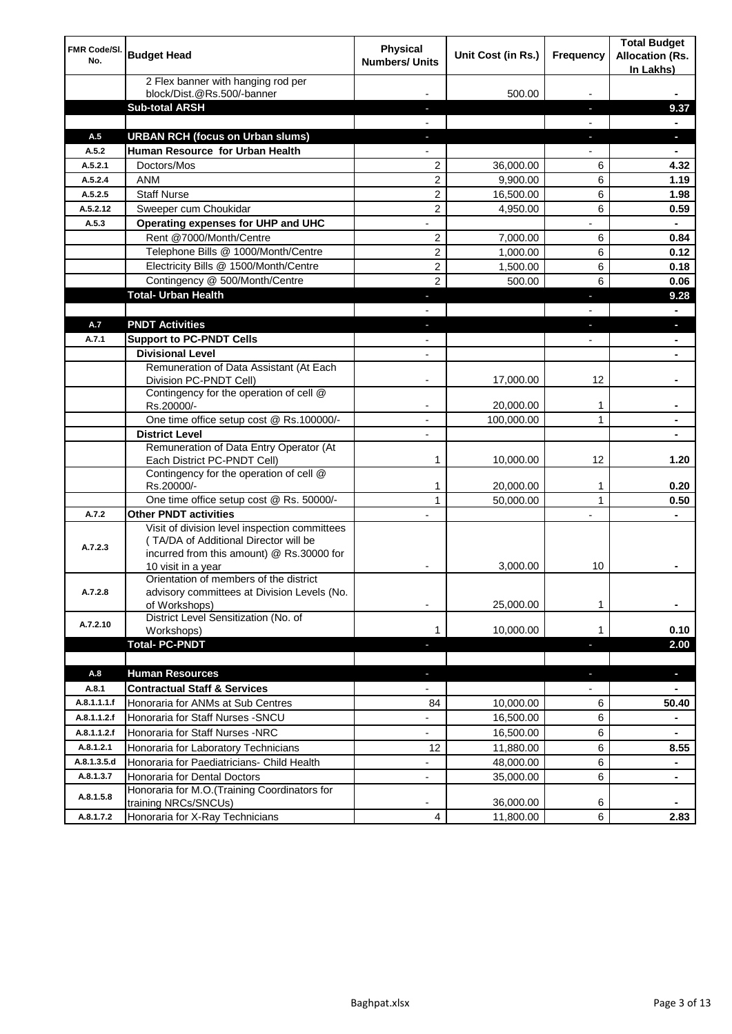| FMR Code/Sl. No. | Budget Head | Physical Numbers/ Units | Unit Cost (in Rs.) | Frequency | Total Budget Allocation (Rs. In Lakhs) |
|---|---|---|---|---|---|
| | 2 Flex banner with hanging rod per block/Dist.@Rs.500/-banner | - | 500.00 | - | - |
| | **Sub-total ARSH** | - | | - | **9.37** |
| | | - | | - | - |
| A.5 | **URBAN RCH (focus on Urban slums)** | - | | - | - |
| A.5.2 | **Human Resource for Urban Health** | - | | - | - |
| A.5.2.1 | Doctors/Mos | 2 | 36,000.00 | 6 | **4.32** |
| A.5.2.4 | ANM | 2 | 9,900.00 | 6 | **1.19** |
| A.5.2.5 | Staff Nurse | 2 | 16,500.00 | 6 | **1.98** |
| A.5.2.12 | Sweeper cum Choukidar | 2 | 4,950.00 | 6 | **0.59** |
| A.5.3 | **Operating expenses for UHP and UHC** | - | | - | - |
| | Rent @7000/Month/Centre | 2 | 7,000.00 | 6 | **0.84** |
| | Telephone Bills @ 1000/Month/Centre | 2 | 1,000.00 | 6 | **0.12** |
| | Electricity Bills @ 1500/Month/Centre | 2 | 1,500.00 | 6 | **0.18** |
| | Contingency @ 500/Month/Centre | 2 | 500.00 | 6 | **0.06** |
| | **Total- Urban Health** | - | | - | **9.28** |
| | | - | | - | - |
| A.7 | **PNDT Activities** | - | | - | - |
| A.7.1 | **Support to PC-PNDT Cells** | - | | - | - |
| | **Divisional Level** | - | | | - |
| | Remuneration of Data Assistant (At Each Division PC-PNDT Cell) | - | 17,000.00 | 12 | - |
| | Contingency for the operation of cell @ Rs.20000/- | - | 20,000.00 | 1 | - |
| | One time office setup cost @ Rs.100000/- | - | 100,000.00 | 1 | - |
| | **District Level** | - | | | - |
| | Remuneration of Data Entry Operator (At Each District PC-PNDT Cell) | 1 | 10,000.00 | 12 | **1.20** |
| | Contingency for the operation of cell @ Rs.20000/- | 1 | 20,000.00 | 1 | **0.20** |
| | One time office setup cost @ Rs. 50000/- | 1 | 50,000.00 | 1 | **0.50** |
| A.7.2 | **Other PNDT activities** | - | | - | - |
| A.7.2.3 | Visit of division level inspection committees ( TA/DA of Additional Director will be incurred from this amount) @ Rs.30000 for 10 visit in a year | - | 3,000.00 | 10 | - |
| A.7.2.8 | Orientation of members of the district advisory committees at Division Levels (No. of Workshops) | - | 25,000.00 | 1 | - |
| A.7.2.10 | District Level Sensitization (No. of Workshops) | 1 | 10,000.00 | 1 | **0.10** |
| | **Total- PC-PNDT** | - | | - | **2.00** |
| | | | | | |
| A.8 | **Human Resources** | - | | - | - |
| A.8.1 | **Contractual Staff & Services** | - | | - | - |
| A.8.1.1.1.f | Honoraria for ANMs at Sub Centres | 84 | 10,000.00 | 6 | **50.40** |
| A.8.1.1.2.f | Honoraria for Staff Nurses -SNCU | - | 16,500.00 | 6 | - |
| A.8.1.1.2.f | Honoraria for Staff Nurses -NRC | - | 16,500.00 | 6 | - |
| A.8.1.2.1 | Honoraria for Laboratory Technicians | 12 | 11,880.00 | 6 | **8.55** |
| A.8.1.3.5.d | Honoraria for Paediatricians- Child Health | - | 48,000.00 | 6 | - |
| A.8.1.3.7 | Honoraria for Dental Doctors | - | 35,000.00 | 6 | - |
| A.8.1.5.8 | Honoraria for M.O.(Training Coordinators for training NRCs/SNCUs) | - | 36,000.00 | 6 | - |
| A.8.1.7.2 | Honoraria for X-Ray Technicians | 4 | 11,800.00 | 6 | **2.83** |

Baghpat.xlsx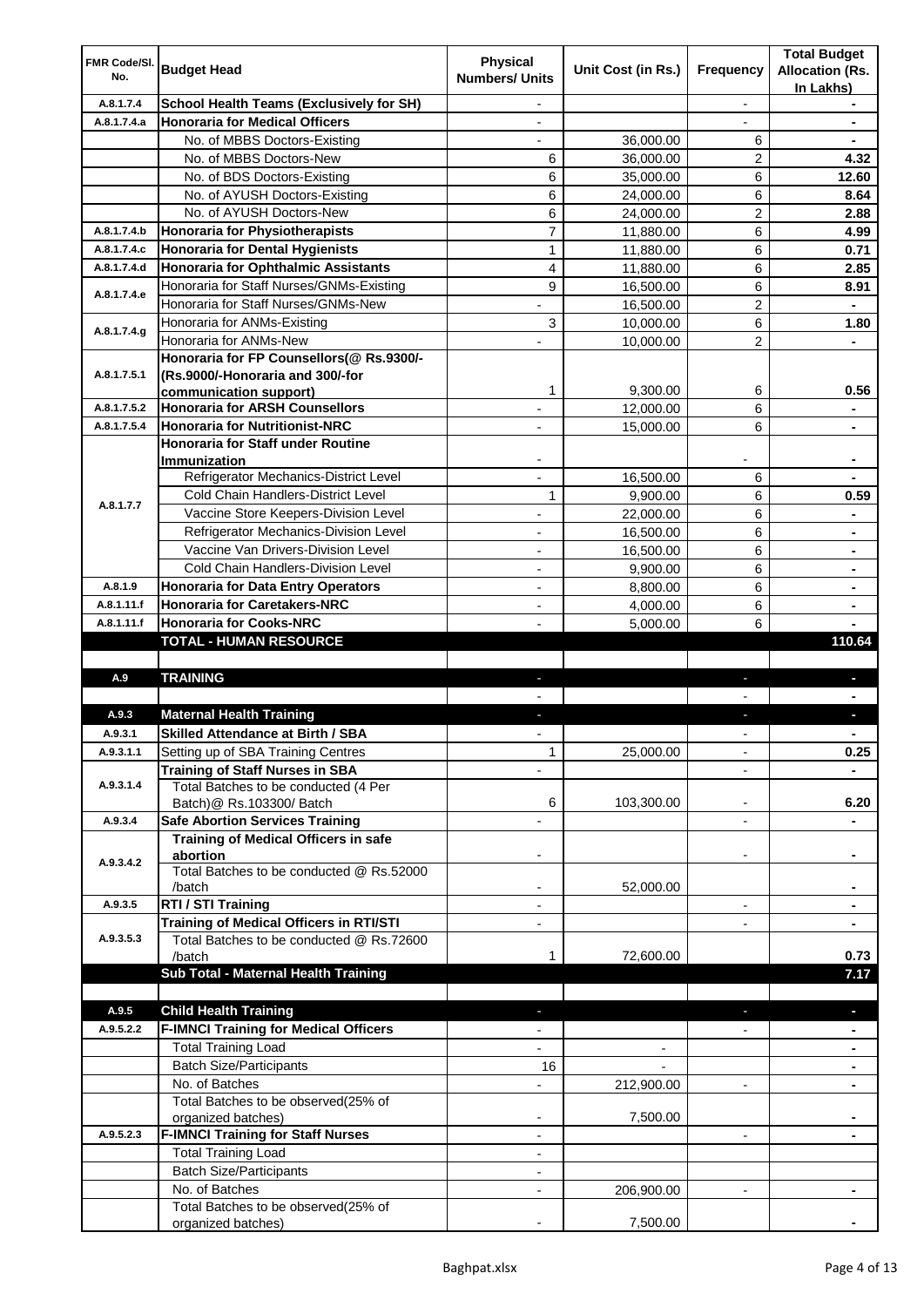| FMR Code/Sl. No. | Budget Head | Physical Numbers/ Units | Unit Cost (in Rs.) | Frequency | Total Budget Allocation (Rs. In Lakhs) |
|---|---|---|---|---|---|
| A.8.1.7.4 | **School Health Teams (Exclusively for SH)** | - | | - | - |
| A.8.1.7.4.a | **Honoraria for Medical Officers** | - | | - | - |
| | No. of MBBS Doctors-Existing | - | 36,000.00 | 6 | - |
| | No. of MBBS Doctors-New | 6 | 36,000.00 | 2 | **4.32** |
| | No. of BDS Doctors-Existing | 6 | 35,000.00 | 6 | **12.60** |
| | No. of AYUSH Doctors-Existing | 6 | 24,000.00 | 6 | **8.64** |
| | No. of AYUSH Doctors-New | 6 | 24,000.00 | 2 | **2.88** |
| A.8.1.7.4.b | **Honoraria for Physiotherapists** | 7 | 11,880.00 | 6 | **4.99** |
| A.8.1.7.4.c | **Honoraria for Dental Hygienists** | 1 | 11,880.00 | 6 | **0.71** |
| A.8.1.7.4.d | **Honoraria for Ophthalmic Assistants** | 4 | 11,880.00 | 6 | **2.85** |
| A.8.1.7.4.e | Honoraria for Staff Nurses/GNMs-Existing | 9 | 16,500.00 | 6 | **8.91** |
| | Honoraria for Staff Nurses/GNMs-New | - | 16,500.00 | 2 | - |
| A.8.1.7.4.g | Honoraria for ANMs-Existing | 3 | 10,000.00 | 6 | **1.80** |
| | Honoraria for ANMs-New | - | 10,000.00 | 2 | - |
| A.8.1.7.5.1 | **Honoraria for FP Counsellors(@ Rs.9300/- (Rs.9000/-Honoraria and 300/-for communication support)** | 1 | 9,300.00 | 6 | **0.56** |
| A.8.1.7.5.2 | **Honoraria for ARSH Counsellors** | - | 12,000.00 | 6 | - |
| A.8.1.7.5.4 | **Honoraria for Nutritionist-NRC** | - | 15,000.00 | 6 | - |
| A.8.1.7.7 | **Honoraria for Staff under Routine Immunization** | - | | - | - |
| | Refrigerator Mechanics-District Level | - | 16,500.00 | 6 | - |
| | Cold Chain Handlers-District Level | 1 | 9,900.00 | 6 | **0.59** |
| | Vaccine Store Keepers-Division Level | - | 22,000.00 | 6 | - |
| | Refrigerator Mechanics-Division Level | - | 16,500.00 | 6 | - |
| | Vaccine Van Drivers-Division Level | - | 16,500.00 | 6 | - |
| | Cold Chain Handlers-Division Level | - | 9,900.00 | 6 | - |
| A.8.1.9 | **Honoraria for Data Entry Operators** | - | 8,800.00 | 6 | - |
| A.8.1.11.f | **Honoraria for Caretakers-NRC** | - | 4,000.00 | 6 | - |
| A.8.1.11.f | **Honoraria for Cooks-NRC** | - | 5,000.00 | 6 | - |
| | **TOTAL - HUMAN RESOURCE** | | | | **110.64** |
| | | | | | |
| A.9 | **TRAINING** | - | | - | - |
| | | - | | - | - |
| A.9.3 | **Maternal Health Training** | - | | - | - |
| A.9.3.1 | **Skilled Attendance at Birth / SBA** | - | | - | - |
| A.9.3.1.1 | Setting up of SBA Training Centres | 1 | 25,000.00 | - | **0.25** |
| A.9.3.1.4 | **Training of Staff Nurses in SBA** | - | | - | - |
| | Total Batches to be conducted (4 Per Batch)@ Rs.103300/ Batch | 6 | 103,300.00 | - | **6.20** |
| A.9.3.4 | **Safe Abortion Services Training** | - | | - | - |
| A.9.3.4.2 | **Training of Medical Officers in safe abortion** | - | | - | - |
| | Total Batches to be conducted @ Rs.52000 /batch | - | 52,000.00 | | - |
| A.9.3.5 | **RTI / STI Training** | - | | - | - |
| A.9.3.5.3 | **Training of Medical Officers in RTI/STI** | - | | - | - |
| | Total Batches to be conducted @ Rs.72600 /batch | 1 | 72,600.00 | | **0.73** |
| | **Sub Total - Maternal Health Training** | | | | **7.17** |
| | | | | | |
| A.9.5 | **Child Health Training** | - | | - | - |
| A.9.5.2.2 | **F-IMNCI Training for Medical Officers** | - | | - | - |
| | Total Training Load | - | - | | - |
| | Batch Size/Participants | 16 | - | | - |
| | No. of Batches | - | 212,900.00 | - | - |
| | Total Batches to be observed(25% of organized batches) | - | 7,500.00 | | - |
| A.9.5.2.3 | **F-IMNCI Training for Staff Nurses** | - | | - | - |
| | Total Training Load | - | | | |
| | Batch Size/Participants | - | | | |
| | No. of Batches | - | 206,900.00 | - | - |
| | Total Batches to be observed(25% of organized batches) | - | 7,500.00 | | - |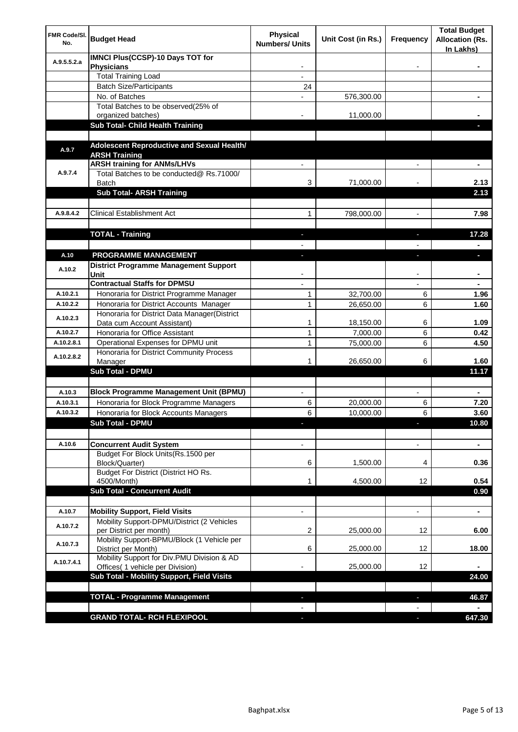| FMR Code/Sl. No. | Budget Head | Physical Numbers/ Units | Unit Cost (in Rs.) | Frequency | Total Budget Allocation (Rs. In Lakhs) |
|---|---|---|---|---|---|
| A.9.5.5.2.a | **IMNCI Plus(CCSP)-10 Days TOT for Physicians** | - | | - | - |
| | Total Training Load | - | | | |
| | Batch Size/Participants | 24 | | | |
| | No. of Batches | - | 576,300.00 | | - |
| | Total Batches to be observed(25% of organized batches) | - | 11,000.00 | | - |
| | **Sub Total- Child Health Training** | | | | - |
| | | | | | |
| A.9.7 | **Adolescent Reproductive and Sexual Health/ ARSH Training** | | | | |
| A.9.7.4 | **ARSH training for ANMs/LHVs** | - | | - | - |
| | Total Batches to be conducted@ Rs.71000/ Batch | 3 | 71,000.00 | - | 2.13 |
| | **Sub Total- ARSH Training** | | | | 2.13 |
| | | | | | |
| A.9.8.4.2 | Clinical Establishment Act | 1 | 798,000.00 | - | 7.98 |
| | | | | | |
| | **TOTAL - Training** | - | | - | 17.28 |
| | | - | | - | - |
| A.10 | **PROGRAMME MANAGEMENT** | - | | - | - |
| A.10.2 | **District Programme Management Support Unit** | - | | - | - |
| | **Contractual Staffs for DPMSU** | - | | - | - |
| A.10.2.1 | Honoraria for District Programme Manager | 1 | 32,700.00 | 6 | 1.96 |
| A.10.2.2 | Honoraria for District Accounts Manager | 1 | 26,650.00 | 6 | 1.60 |
| A.10.2.3 | Honoraria for District Data Manager(District Data cum Account Assistant) | 1 | 18,150.00 | 6 | 1.09 |
| A.10.2.7 | Honoraria for Office Assistant | 1 | 7,000.00 | 6 | 0.42 |
| A.10.2.8.1 | Operational Expenses for DPMU unit | 1 | 75,000.00 | 6 | 4.50 |
| A.10.2.8.2 | Honoraria for District Community Process Manager | 1 | 26,650.00 | 6 | 1.60 |
| | **Sub Total - DPMU** | | | | 11.17 |
| | | | | | |
| A.10.3 | **Block Programme Management Unit (BPMU)** | - | | - | - |
| A.10.3.1 | Honoraria for Block Programme Managers | 6 | 20,000.00 | 6 | 7.20 |
| A.10.3.2 | Honoraria for Block Accounts Managers | 6 | 10,000.00 | 6 | 3.60 |
| | **Sub Total - DPMU** | - | | - | 10.80 |
| | | | | | |
| A.10.6 | **Concurrent Audit System** | - | | - | - |
| | Budget For Block Units(Rs.1500 per Block/Quarter) | 6 | 1,500.00 | 4 | 0.36 |
| | Budget For District (District HO Rs. 4500/Month) | 1 | 4,500.00 | 12 | 0.54 |
| | **Sub Total - Concurrent Audit** | | | | 0.90 |
| | | | | | |
| A.10.7 | **Mobility Support, Field Visits** | - | | - | - |
| A.10.7.2 | Mobility Support-DPMU/District (2 Vehicles per District per month) | 2 | 25,000.00 | 12 | 6.00 |
| A.10.7.3 | Mobility Support-BPMU/Block (1 Vehicle per District per Month) | 6 | 25,000.00 | 12 | 18.00 |
| A.10.7.4.1 | Mobility Support for Div.PMU Division & AD Offices( 1 vehicle per Division) | - | 25,000.00 | 12 | - |
| | **Sub Total - Mobility Support, Field Visits** | | | | 24.00 |
| | | | | | |
| | **TOTAL - Programme Management** | - | | - | 46.87 |
| | | - | | - | - |
| | **GRAND TOTAL- RCH FLEXIPOOL** | - | | - | 647.30 |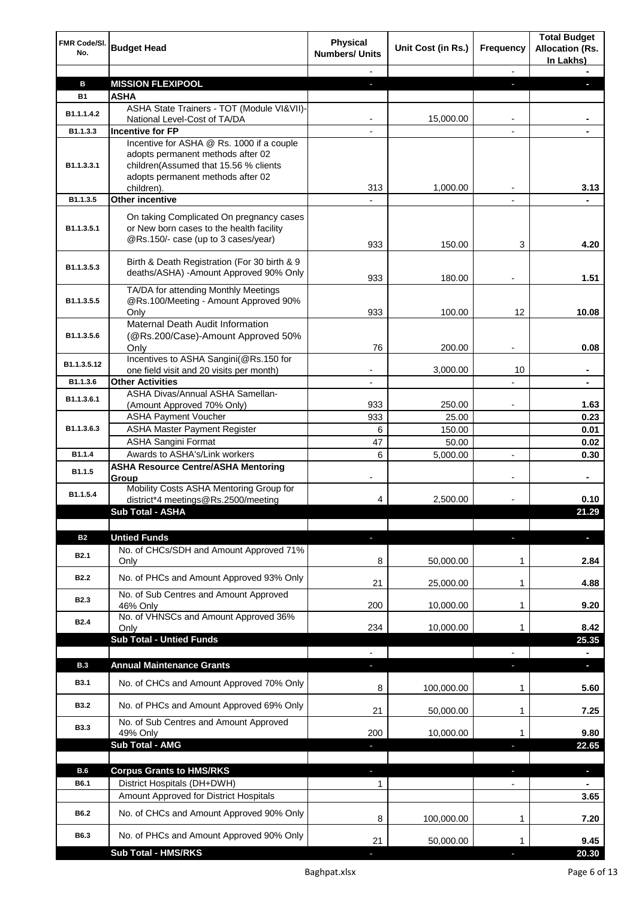| FMR Code/Sl. No. | Budget Head | Physical Numbers/ Units | Unit Cost (in Rs.) | Frequency | Total Budget Allocation (Rs. In Lakhs) |
|---|---|---|---|---|---|
| | | - | | - | - |
| **B** | **MISSION FLEXIPOOL** | - | | - | - |
| **B1** | **ASHA** | | | | |
| B1.1.1.4.2 | ASHA State Trainers - TOT (Module VI&VII)-National Level-Cost of TA/DA | - | 15,000.00 | - | - |
| B1.1.3.3 | **Incentive for FP** | - | | - | - |
| B1.1.3.3.1 | Incentive for ASHA @ Rs. 1000 if a couple adopts permanent methods after 02 children(Assumed that 15.56 % clients adopts permanent methods after 02 children). | 313 | 1,000.00 | - | 3.13 |
| B1.1.3.5 | **Other incentive** | - | | - | - |
| B1.1.3.5.1 | On taking Complicated On pregnancy cases or New born cases to the health facility @Rs.150/- case (up to 3 cases/year) | 933 | 150.00 | 3 | 4.20 |
| B1.1.3.5.3 | Birth & Death Registration (For 30 birth & 9 deaths/ASHA) -Amount Approved 90% Only | 933 | 180.00 | - | 1.51 |
| B1.1.3.5.5 | TA/DA for attending Monthly Meetings @Rs.100/Meeting - Amount Approved 90% Only | 933 | 100.00 | 12 | 10.08 |
| B1.1.3.5.6 | Maternal Death Audit Information (@Rs.200/Case)-Amount Approved 50% Only | 76 | 200.00 | - | 0.08 |
| B1.1.3.5.12 | Incentives to ASHA Sangini(@Rs.150 for one field visit and 20 visits per month) | - | 3,000.00 | 10 | - |
| B1.1.3.6 | **Other Activities** | - | | - | - |
| B1.1.3.6.1 | ASHA Divas/Annual ASHA Samellan-(Amount Approved 70% Only) | 933 | 250.00 | - | 1.63 |
| B1.1.3.6.3 | ASHA Payment Voucher | 933 | 25.00 | | 0.23 |
| | ASHA Master Payment Register | 6 | 150.00 | | 0.01 |
| | ASHA Sangini Format | 47 | 50.00 | | 0.02 |
| B1.1.4 | Awards to ASHA's/Link workers | 6 | 5,000.00 | - | 0.30 |
| B1.1.5 | **ASHA Resource Centre/ASHA Mentoring Group** | - | | - | - |
| B1.1.5.4 | Mobility Costs ASHA Mentoring Group for district*4 meetings@Rs.2500/meeting | 4 | 2,500.00 | - | 0.10 |
| | **Sub Total - ASHA** | | | | **21.29** |
| | | | | | |
| **B2** | **Untied Funds** | - | | - | - |
| B2.1 | No. of CHCs/SDH and Amount Approved 71% Only | 8 | 50,000.00 | 1 | 2.84 |
| B2.2 | No. of PHCs and Amount Approved 93% Only | 21 | 25,000.00 | 1 | 4.88 |
| B2.3 | No. of Sub Centres and Amount Approved 46% Only | 200 | 10,000.00 | 1 | 9.20 |
| B2.4 | No. of VHNSCs and Amount Approved 36% Only | 234 | 10,000.00 | 1 | 8.42 |
| | **Sub Total - Untied Funds** | | | | **25.35** |
| | | - | | - | - |
| **B.3** | **Annual Maintenance Grants** | - | | - | - |
| B3.1 | No. of CHCs and Amount Approved 70% Only | 8 | 100,000.00 | 1 | 5.60 |
| B3.2 | No. of PHCs and Amount Approved 69% Only | 21 | 50,000.00 | 1 | 7.25 |
| B3.3 | No. of Sub Centres and Amount Approved 49% Only | 200 | 10,000.00 | 1 | 9.80 |
| | **Sub Total - AMG** | - | | - | **22.65** |
| | | | | | |
| **B.6** | **Corpus Grants to HMS/RKS** | - | | - | - |
| B6.1 | District Hospitals (DH+DWH) | 1 | | - | - |
| | Amount Approved for District Hospitals | | | | 3.65 |
| B6.2 | No. of CHCs and Amount Approved 90% Only | 8 | 100,000.00 | 1 | 7.20 |
| B6.3 | No. of PHCs and Amount Approved 90% Only | 21 | 50,000.00 | 1 | 9.45 |
| | **Sub Total - HMS/RKS** | - | | - | **20.30** |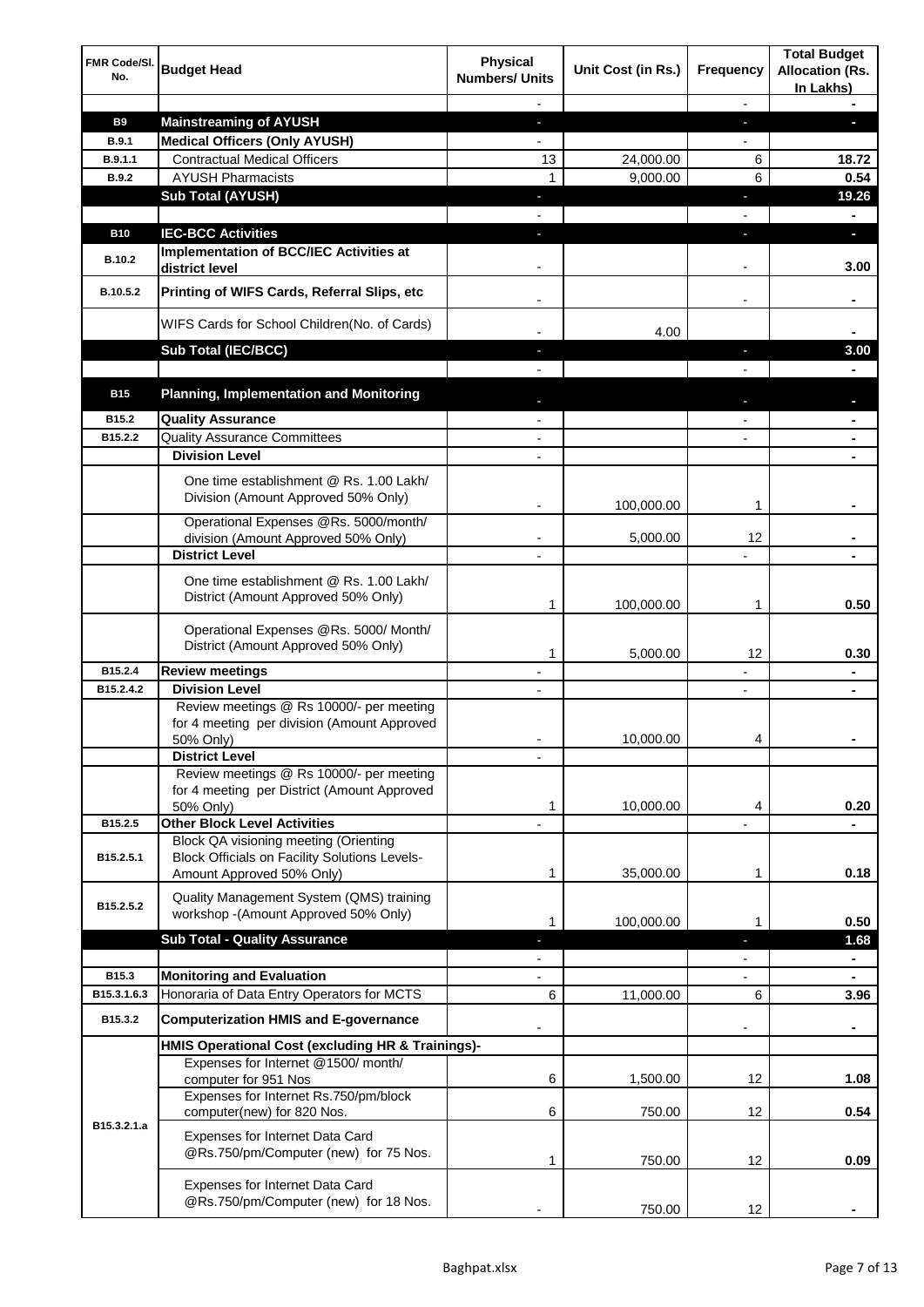| FMR Code/Sl. No. | Budget Head | Physical Numbers/ Units | Unit Cost (in Rs.) | Frequency | Total Budget Allocation (Rs. In Lakhs) |
|---|---|---|---|---|---|
| | | - | | - | - |
| B9 | **Mainstreaming of AYUSH** | - | | - | - |
| B.9.1 | **Medical Officers (Only AYUSH)** | - | | - | |
| B.9.1.1 | Contractual Medical Officers | 13 | 24,000.00 | 6 | **18.72** |
| B.9.2 | AYUSH Pharmacists | 1 | 9,000.00 | 6 | **0.54** |
| | **Sub Total (AYUSH)** | - | | - | **19.26** |
| | | - | | - | - |
| B10 | **IEC-BCC Activities** | - | | - | - |
| B.10.2 | **Implementation of BCC/IEC Activities at district level** | - | | - | **3.00** |
| B.10.5.2 | **Printing of WIFS Cards, Referral Slips, etc** | - | | - | - |
| | WIFS Cards for School Children(No. of Cards) | - | 4.00 | | - |
| | **Sub Total (IEC/BCC)** | - | | - | **3.00** |
| | | - | | - | - |
| B15 | **Planning, Implementation and Monitoring** | - | | - | - |
| B15.2 | **Quality Assurance** | - | | - | - |
| B15.2.2 | Quality Assurance Committees | - | | - | - |
| | **Division Level** | - | | | - |
| | One time establishment @ Rs. 1.00 Lakh/ Division (Amount Approved 50% Only) | - | 100,000.00 | 1 | - |
| | Operational Expenses @Rs. 5000/month/ division (Amount Approved 50% Only) | - | 5,000.00 | 12 | - |
| | **District Level** | - | | - | - |
| | One time establishment @ Rs. 1.00 Lakh/ District (Amount Approved 50% Only) | 1 | 100,000.00 | 1 | **0.50** |
| | Operational Expenses @Rs. 5000/ Month/ District (Amount Approved 50% Only) | 1 | 5,000.00 | 12 | **0.30** |
| B15.2.4 | **Review meetings** | - | | - | - |
| B15.2.4.2 | **Division Level** | - | | - | - |
| | Review meetings @ Rs 10000/- per meeting for 4 meeting per division (Amount Approved 50% Only) | - | 10,000.00 | 4 | - |
| | **District Level** | - | | | |
| | Review meetings @ Rs 10000/- per meeting for 4 meeting per District (Amount Approved 50% Only) | 1 | 10,000.00 | 4 | **0.20** |
| B15.2.5 | **Other Block Level Activities** | - | | - | - |
| B15.2.5.1 | Block QA visioning meeting (Orienting Block Officials on Facility Solutions Levels-Amount Approved 50% Only) | 1 | 35,000.00 | 1 | **0.18** |
| B15.2.5.2 | Quality Management System (QMS) training workshop -(Amount Approved 50% Only) | 1 | 100,000.00 | 1 | **0.50** |
| | **Sub Total - Quality Assurance** | - | | - | **1.68** |
| | | - | | - | - |
| B15.3 | **Monitoring and Evaluation** | - | | - | - |
| B15.3.1.6.3 | Honoraria of Data Entry Operators for MCTS | 6 | 11,000.00 | 6 | **3.96** |
| B15.3.2 | **Computerization HMIS and E-governance** | - | | - | - |
| | **HMIS Operational Cost (excluding HR & Trainings)-** | | | | |
| B15.3.2.1.a | Expenses for Internet @1500/ month/ computer for 951 Nos | 6 | 1,500.00 | 12 | **1.08** |
| | Expenses for Internet Rs.750/pm/block computer(new) for 820 Nos. | 6 | 750.00 | 12 | **0.54** |
| | Expenses for Internet Data Card @Rs.750/pm/Computer (new) for 75 Nos. | 1 | 750.00 | 12 | **0.09** |
| | Expenses for Internet Data Card @Rs.750/pm/Computer (new) for 18 Nos. | - | 750.00 | 12 | - |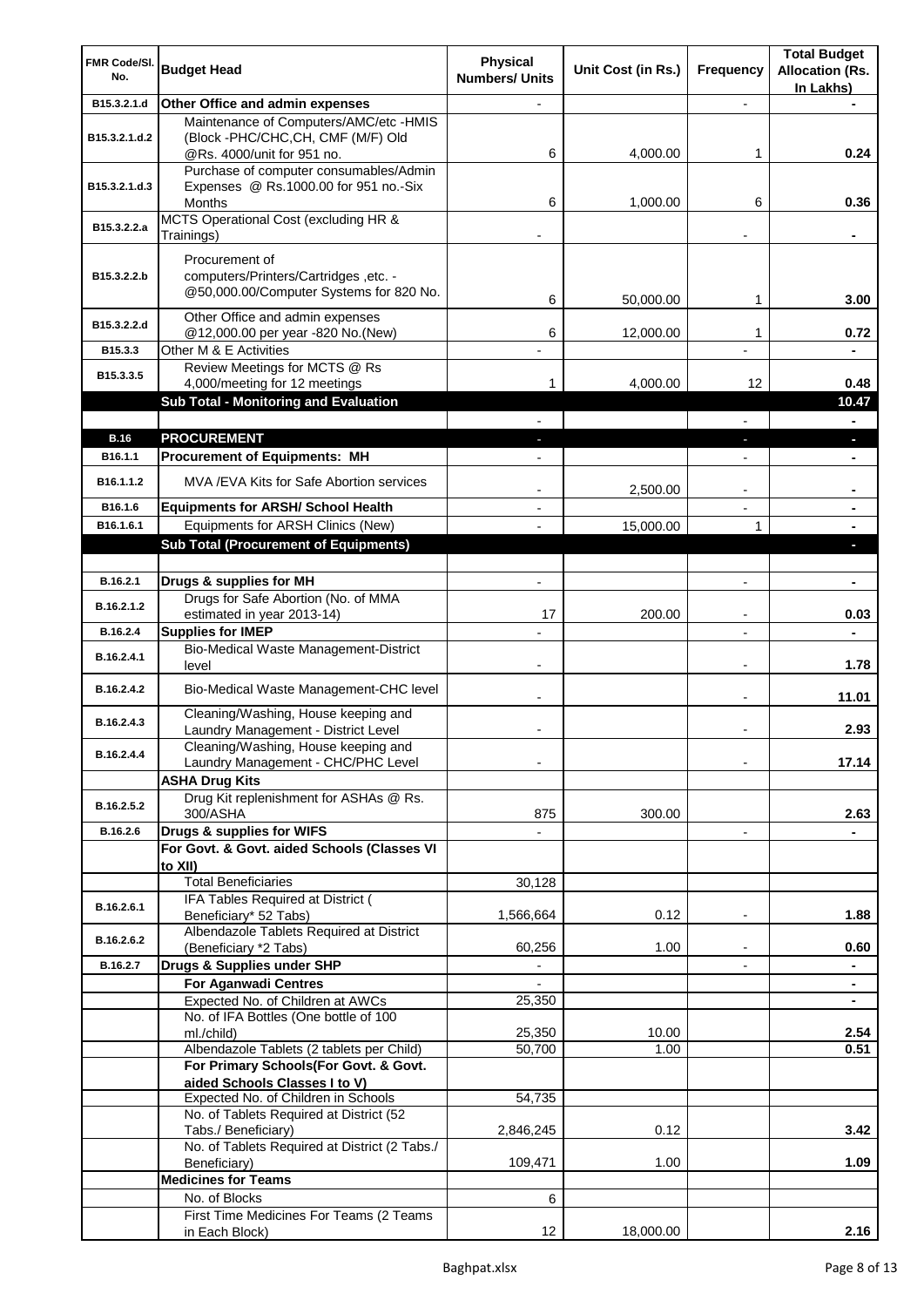| FMR Code/Sl. No. | Budget Head | Physical Numbers/ Units | Unit Cost (in Rs.) | Frequency | Total Budget Allocation (Rs. In Lakhs) |
|---|---|---|---|---|---|
| B15.3.2.1.d | **Other Office and admin expenses** | - | | - | - |
| B15.3.2.1.d.2 | Maintenance of Computers/AMC/etc -HMIS (Block -PHC/CHC,CH, CMF (M/F) Old @Rs. 4000/unit for 951 no. | 6 | 4,000.00 | 1 | **0.24** |
| B15.3.2.1.d.3 | Purchase of computer consumables/Admin Expenses @ Rs.1000.00 for 951 no.-Six Months | 6 | 1,000.00 | 6 | **0.36** |
| B15.3.2.2.a | MCTS Operational Cost (excluding HR & Trainings) | - | | - | - |
| B15.3.2.2.b | Procurement of computers/Printers/Cartridges ,etc. - @50,000.00/Computer Systems for 820 No. | 6 | 50,000.00 | 1 | **3.00** |
| B15.3.2.2.d | Other Office and admin expenses @12,000.00 per year -820 No.(New) | 6 | 12,000.00 | 1 | **0.72** |
| B15.3.3 | Other M & E Activities | - | | - | - |
| B15.3.3.5 | Review Meetings for MCTS @ Rs 4,000/meeting for 12 meetings | 1 | 4,000.00 | 12 | **0.48** |
| | **Sub Total - Monitoring and Evaluation** | | | | **10.47** |
| | | - | | - | - |
| **B.16** | **PROCUREMENT** | - | | - | - |
| B16.1.1 | **Procurement of Equipments: MH** | - | | - | - |
| B16.1.1.2 | MVA /EVA Kits for Safe Abortion services | - | 2,500.00 | - | - |
| B16.1.6 | **Equipments for ARSH/ School Health** | - | | - | - |
| B16.1.6.1 | Equipments for ARSH Clinics (New) | - | 15,000.00 | 1 | - |
| | **Sub Total (Procurement of Equipments)** | | | | - |
| | | | | | |
| B.16.2.1 | **Drugs & supplies for MH** | - | | - | - |
| B.16.2.1.2 | Drugs for Safe Abortion (No. of MMA estimated in year 2013-14) | 17 | 200.00 | - | **0.03** |
| B.16.2.4 | **Supplies for IMEP** | - | | - | - |
| B.16.2.4.1 | Bio-Medical Waste Management-District level | - | | - | **1.78** |
| B.16.2.4.2 | Bio-Medical Waste Management-CHC level | - | | - | **11.01** |
| B.16.2.4.3 | Cleaning/Washing, House keeping and Laundry Management - District Level | - | | - | **2.93** |
| B.16.2.4.4 | Cleaning/Washing, House keeping and Laundry Management - CHC/PHC Level | - | | - | **17.14** |
| | **ASHA Drug Kits** | | | | |
| B.16.2.5.2 | Drug Kit replenishment for ASHAs @ Rs. 300/ASHA | 875 | 300.00 | | **2.63** |
| B.16.2.6 | **Drugs & supplies for WIFS** | - | | - | - |
| | **For Govt. & Govt. aided Schools (Classes VI to XII)** | | | | |
| | Total Beneficiaries | 30,128 | | | |
| B.16.2.6.1 | IFA Tables Required at District ( Beneficiary* 52 Tabs) | 1,566,664 | 0.12 | - | **1.88** |
| B.16.2.6.2 | Albendazole Tablets Required at District (Beneficiary *2 Tabs) | 60,256 | 1.00 | - | **0.60** |
| B.16.2.7 | **Drugs & Supplies under SHP** | - | | - | - |
| | **For Aganwadi Centres** | - | | | - |
| | Expected No. of Children at AWCs | 25,350 | | | - |
| | No. of IFA Bottles (One bottle of 100 ml./child) | 25,350 | 10.00 | | **2.54** |
| | Albendazole Tablets (2 tablets per Child) | 50,700 | 1.00 | | **0.51** |
| | **For Primary Schools(For Govt. & Govt. aided Schools Classes I to V)** | | | | |
| | Expected No. of Children in Schools | 54,735 | | | |
| | No. of Tablets Required at District (52 Tabs./ Beneficiary) | 2,846,245 | 0.12 | | **3.42** |
| | No. of Tablets Required at District (2 Tabs./ Beneficiary) | 109,471 | 1.00 | | **1.09** |
| | **Medicines for Teams** | | | | |
| | No. of Blocks | 6 | | | |
| | First Time Medicines For Teams (2 Teams in Each Block) | 12 | 18,000.00 | | **2.16** |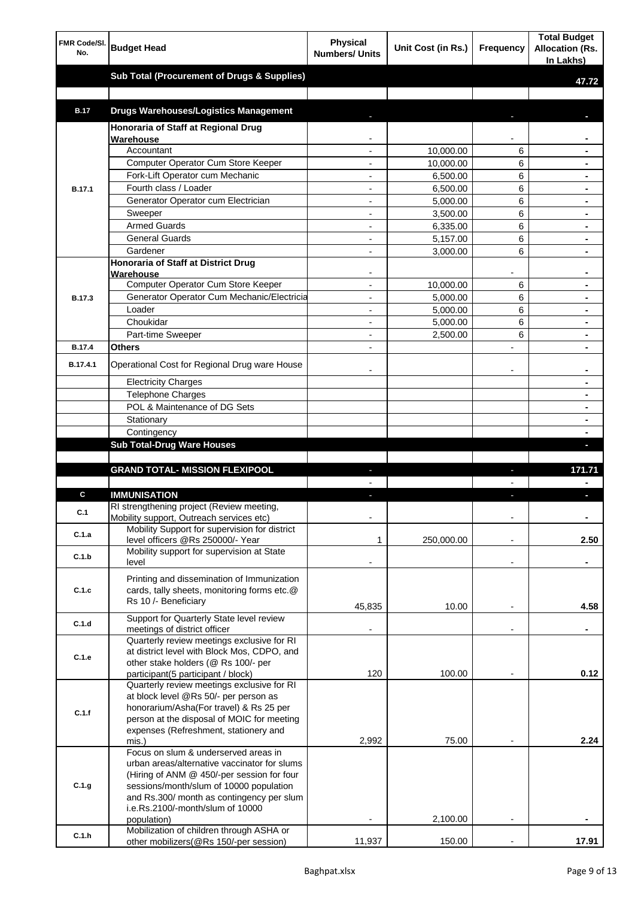| FMR Code/Sl. No. | Budget Head | Physical Numbers/ Units | Unit Cost (in Rs.) | Frequency | Total Budget Allocation (Rs. In Lakhs) |
|---|---|---|---|---|---|
| | **Sub Total (Procurement of Drugs & Supplies)** | | | | **47.72** |
| | | | | | |
| **B.17** | **Drugs Warehouses/Logistics Management** | - | | - | - |
| B.17.1 | **Honoraria of Staff at Regional Drug Warehouse** | - | | - | - |
| | Accountant | - | 10,000.00 | 6 | - |
| | Computer Operator Cum Store Keeper | - | 10,000.00 | 6 | - |
| | Fork-Lift Operator cum Mechanic | - | 6,500.00 | 6 | - |
| | Fourth class / Loader | - | 6,500.00 | 6 | - |
| | Generator Operator cum Electrician | - | 5,000.00 | 6 | - |
| | Sweeper | - | 3,500.00 | 6 | - |
| | Armed Guards | - | 6,335.00 | 6 | - |
| | General Guards | - | 5,157.00 | 6 | - |
| | Gardener | - | 3,000.00 | 6 | - |
| B.17.3 | **Honoraria of Staff at District Drug Warehouse** | - | | - | - |
| | Computer Operator Cum Store Keeper | - | 10,000.00 | 6 | - |
| | Generator Operator Cum Mechanic/Electricia | - | 5,000.00 | 6 | - |
| | Loader | - | 5,000.00 | 6 | - |
| | Choukidar | - | 5,000.00 | 6 | - |
| | Part-time Sweeper | - | 2,500.00 | 6 | - |
| **B.17.4** | **Others** | - | | - | - |
| **B.17.4.1** | Operational Cost for Regional Drug ware House | - | | - | - |
| | Electricity Charges | | | | - |
| | Telephone Charges | | | | - |
| | POL & Maintenance of DG Sets | | | | - |
| | Stationary | | | | - |
| | Contingency | | | | - |
| | **Sub Total-Drug Ware Houses** | | | | - |
| | | | | | |
| | **GRAND TOTAL- MISSION FLEXIPOOL** | - | | - | **171.71** |
| | | - | | - | - |
| **C** | **IMMUNISATION** | - | | - | - |
| **C.1** | RI strengthening project (Review meeting, Mobility support, Outreach services etc) | - | | - | - |
| **C.1.a** | Mobility Support for supervision for district level officers @Rs 250000/- Year | 1 | 250,000.00 | - | **2.50** |
| **C.1.b** | Mobility support for supervision at State level | - | | - | - |
| **C.1.c** | Printing and dissemination of Immunization cards, tally sheets, monitoring forms etc.@ Rs 10 /- Beneficiary | 45,835 | 10.00 | - | **4.58** |
| **C.1.d** | Support for Quarterly State level review meetings of district officer | - | | - | - |
| **C.1.e** | Quarterly review meetings exclusive for RI at district level with Block Mos, CDPO, and other stake holders (@ Rs 100/- per participant(5 participant / block) | 120 | 100.00 | - | **0.12** |
| **C.1.f** | Quarterly review meetings exclusive for RI at block level @Rs 50/- per person as honorarium/Asha(For travel) & Rs 25 per person at the disposal of MOIC for meeting expenses (Refreshment, stationery and mis.) | 2,992 | 75.00 | - | **2.24** |
| **C.1.g** | Focus on slum & underserved areas in urban areas/alternative vaccinator for slums (Hiring of ANM @ 450/-per session for four sessions/month/slum of 10000 population and Rs.300/ month as contingency per slum i.e.Rs.2100/-month/slum of 10000 population) | - | 2,100.00 | - | - |
| **C.1.h** | Mobilization of children through ASHA or other mobilizers(@Rs 150/-per session) | 11,937 | 150.00 | - | **17.91** |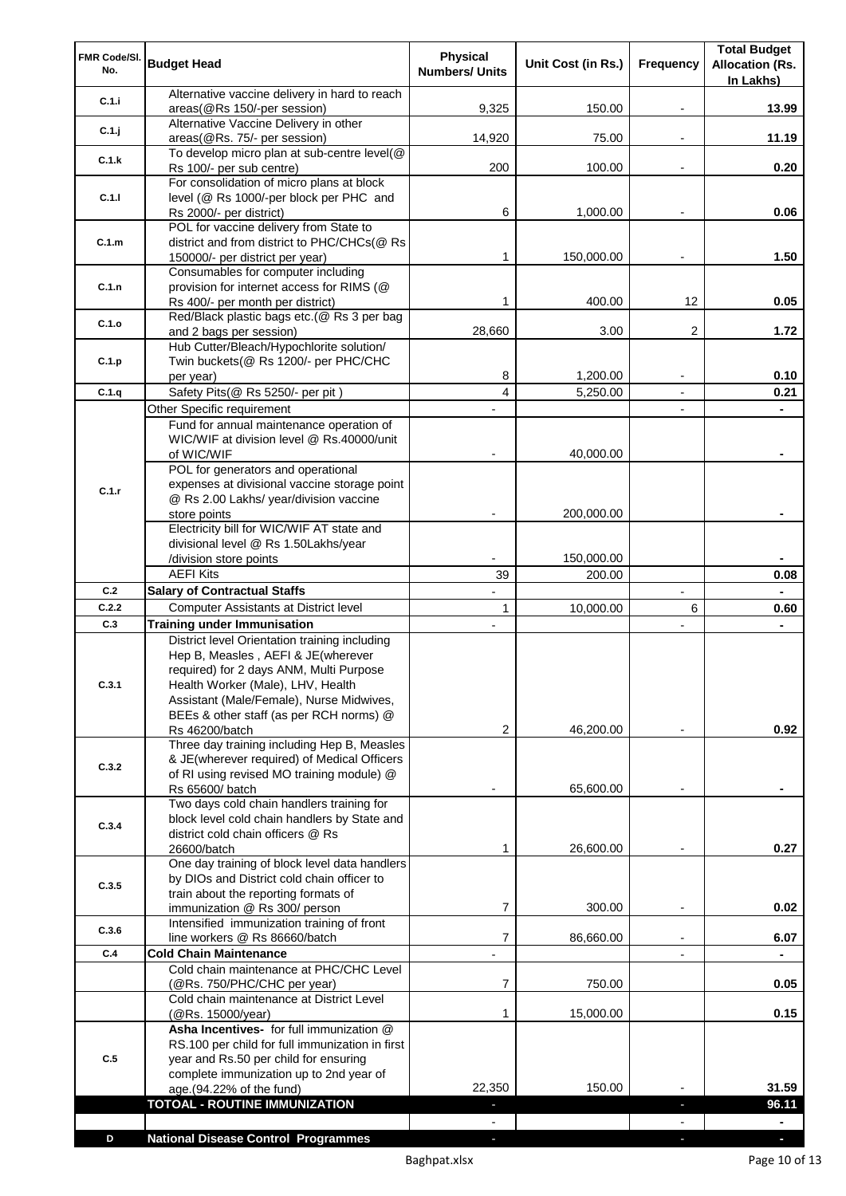| FMR Code/Sl. No. | Budget Head | Physical Numbers/ Units | Unit Cost (in Rs.) | Frequency | Total Budget Allocation (Rs. In Lakhs) |
|---|---|---|---|---|---|
| C.1.i | Alternative vaccine delivery in hard to reach areas(@Rs 150/-per session) | 9,325 | 150.00 | - | **13.99** |
| C.1.j | Alternative Vaccine Delivery in other areas(@Rs. 75/- per session) | 14,920 | 75.00 | - | **11.19** |
| C.1.k | To develop micro plan at sub-centre level(@ Rs 100/- per sub centre) | 200 | 100.00 | - | **0.20** |
| C.1.l | For consolidation of micro plans at block level (@ Rs 1000/-per block per PHC and Rs 2000/- per district) | 6 | 1,000.00 | - | **0.06** |
| C.1.m | POL for vaccine delivery from State to district and from district to PHC/CHCs(@ Rs 150000/- per district per year) | 1 | 150,000.00 | - | **1.50** |
| C.1.n | Consumables for computer including provision for internet access for RIMS (@ Rs 400/- per month per district) | 1 | 400.00 | 12 | **0.05** |
| C.1.o | Red/Black plastic bags etc.(@ Rs 3 per bag and 2 bags per session) | 28,660 | 3.00 | 2 | **1.72** |
| C.1.p | Hub Cutter/Bleach/Hypochlorite solution/ Twin buckets(@ Rs 1200/- per PHC/CHC per year) | 8 | 1,200.00 | - | **0.10** |
| C.1.q | Safety Pits(@ Rs 5250/- per pit ) | 4 | 5,250.00 | - | **0.21** |
| C.1.r | Other Specific requirement | - | | - | **-** |
| | Fund for annual maintenance operation of WIC/WIF at division level @ Rs.40000/unit of WIC/WIF | - | 40,000.00 | | **-** |
| | POL for generators and operational expenses at divisional vaccine storage point @ Rs 2.00 Lakhs/ year/division vaccine store points | - | 200,000.00 | | **-** |
| | Electricity bill for WIC/WIF AT state and divisional level @ Rs 1.50Lakhs/year /division store points | - | 150,000.00 | | **-** |
| | AEFI Kits | 39 | 200.00 | | **0.08** |
| C.2 | **Salary of Contractual Staffs** | - | | - | **-** |
| C.2.2 | Computer Assistants at District level | 1 | 10,000.00 | 6 | **0.60** |
| C.3 | **Training under Immunisation** | - | | - | **-** |
| C.3.1 | District level Orientation training including Hep B, Measles , AEFI & JE(wherever required) for 2 days ANM, Multi Purpose Health Worker (Male), LHV, Health Assistant (Male/Female), Nurse Midwives, BEEs & other staff (as per RCH norms) @ Rs 46200/batch | 2 | 46,200.00 | - | **0.92** |
| C.3.2 | Three day training including Hep B, Measles & JE(wherever required) of Medical Officers of RI using revised MO training module) @ Rs 65600/ batch | - | 65,600.00 | - | **-** |
| C.3.4 | Two days cold chain handlers training for block level cold chain handlers by State and district cold chain officers @ Rs 26600/batch | 1 | 26,600.00 | - | **0.27** |
| C.3.5 | One day training of block level data handlers by DIOs and District cold chain officer to train about the reporting formats of immunization @ Rs 300/ person | 7 | 300.00 | - | **0.02** |
| C.3.6 | Intensified immunization training of front line workers @ Rs 86660/batch | 7 | 86,660.00 | - | **6.07** |
| C.4 | **Cold Chain Maintenance** | - | | - | **-** |
| | Cold chain maintenance at PHC/CHC Level (@Rs. 750/PHC/CHC per year) | 7 | 750.00 | | **0.05** |
| | Cold chain maintenance at District Level (@Rs. 15000/year) | 1 | 15,000.00 | | **0.15** |
| C.5 | **Asha Incentives-** for full immunization @ RS.100 per child for full immunization in first year and Rs.50 per child for ensuring complete immunization up to 2nd year of age.(94.22% of the fund) | 22,350 | 150.00 | - | **31.59** |
| | **TOTOAL - ROUTINE IMMUNIZATION** | - | | - | **96.11** |
| | | - | | - | **-** |
| D | **National Disease Control Programmes** | - | | - | **-** |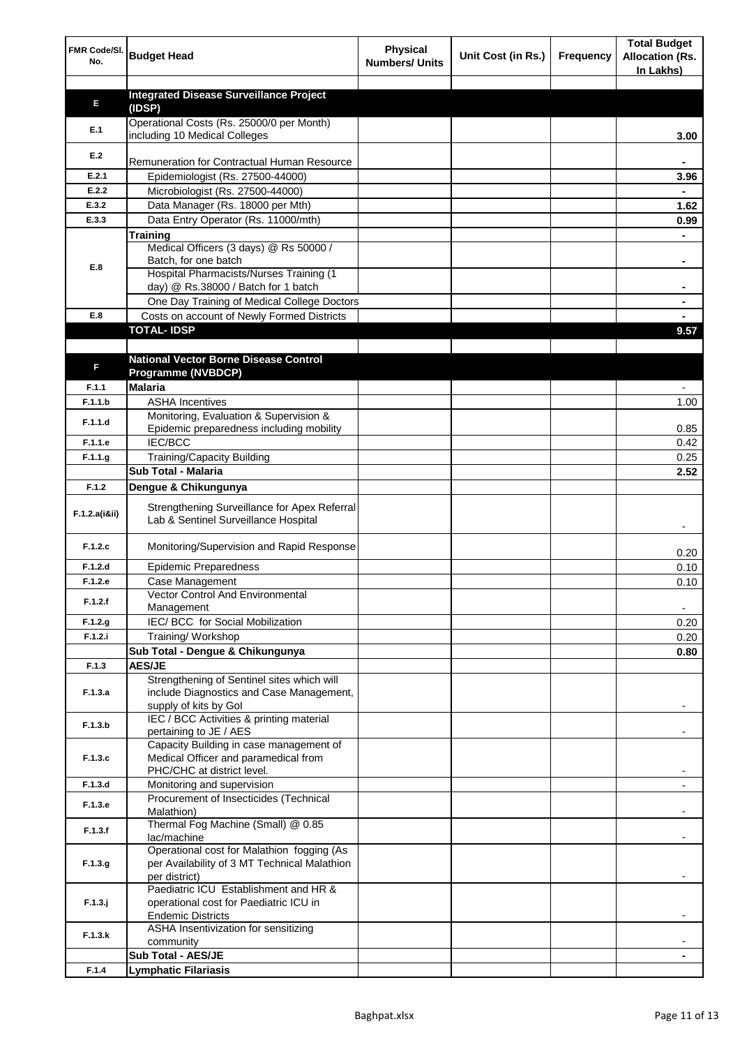| FMR Code/Sl. No. | Budget Head | Physical Numbers/ Units | Unit Cost (in Rs.) | Frequency | Total Budget Allocation (Rs. In Lakhs) |
|---|---|---|---|---|---|
| | | | | | |
| **E** | **Integrated Disease Surveillance Project (IDSP)** | | | | |
| E.1 | Operational Costs (Rs. 25000/0 per Month) including 10 Medical Colleges | | | | 3.00 |
| E.2 | Remuneration for Contractual Human Resource | | | | - |
| E.2.1 | Epidemiologist (Rs. 27500-44000) | | | | 3.96 |
| E.2.2 | Microbiologist (Rs. 27500-44000) | | | | - |
| E.3.2 | Data Manager (Rs. 18000 per Mth) | | | | 1.62 |
| E.3.3 | Data Entry Operator (Rs. 11000/mth) | | | | 0.99 |
| E.8 | **Training** | | | | - |
| | Medical Officers (3 days) @ Rs 50000 / Batch, for one batch | | | | - |
| | Hospital Pharmacists/Nurses Training (1 day) @ Rs.38000 / Batch for 1 batch | | | | - |
| | One Day Training of Medical College Doctors | | | | - |
| E.8 | Costs on account of Newly Formed Districts | | | | - |
| | **TOTAL- IDSP** | | | | **9.57** |
| | | | | | |
| **F** | **National Vector Borne Disease Control Programme (NVBDCP)** | | | | |
| F.1.1 | **Malaria** | | | | - |
| F.1.1.b | ASHA Incentives | | | | 1.00 |
| F.1.1.d | Monitoring, Evaluation & Supervision & Epidemic preparedness including mobility | | | | 0.85 |
| F.1.1.e | IEC/BCC | | | | 0.42 |
| F.1.1.g | Training/Capacity Building | | | | 0.25 |
| | **Sub Total - Malaria** | | | | **2.52** |
| F.1.2 | **Dengue & Chikungunya** | | | | |
| F.1.2.a(i&ii) | Strengthening Surveillance for Apex Referral Lab & Sentinel Surveillance Hospital | | | | - |
| F.1.2.c | Monitoring/Supervision and Rapid Response | | | | 0.20 |
| F.1.2.d | Epidemic Preparedness | | | | 0.10 |
| F.1.2.e | Case Management | | | | 0.10 |
| F.1.2.f | Vector Control And Environmental Management | | | | - |
| F.1.2.g | IEC/ BCC for Social Mobilization | | | | 0.20 |
| F.1.2.i | Training/ Workshop | | | | 0.20 |
| | **Sub Total - Dengue & Chikungunya** | | | | **0.80** |
| F.1.3 | **AES/JE** | | | | |
| F.1.3.a | Strengthening of Sentinel sites which will include Diagnostics and Case Management, supply of kits by GoI | | | | - |
| F.1.3.b | IEC / BCC Activities & printing material pertaining to JE / AES | | | | - |
| F.1.3.c | Capacity Building in case management of Medical Officer and paramedical from PHC/CHC at district level. | | | | - |
| F.1.3.d | Monitoring and supervision | | | | - |
| F.1.3.e | Procurement of Insecticides (Technical Malathion) | | | | - |
| F.1.3.f | Thermal Fog Machine (Small) @ 0.85 lac/machine | | | | - |
| F.1.3.g | Operational cost for Malathion fogging (As per Availability of 3 MT Technical Malathion per district) | | | | - |
| F.1.3.j | Paediatric ICU Establishment and HR & operational cost for Paediatric ICU in Endemic Districts | | | | - |
| F.1.3.k | ASHA Insentivization for sensitizing community | | | | - |
| | **Sub Total - AES/JE** | | | | **-** |
| F.1.4 | **Lymphatic Filariasis** | | | | |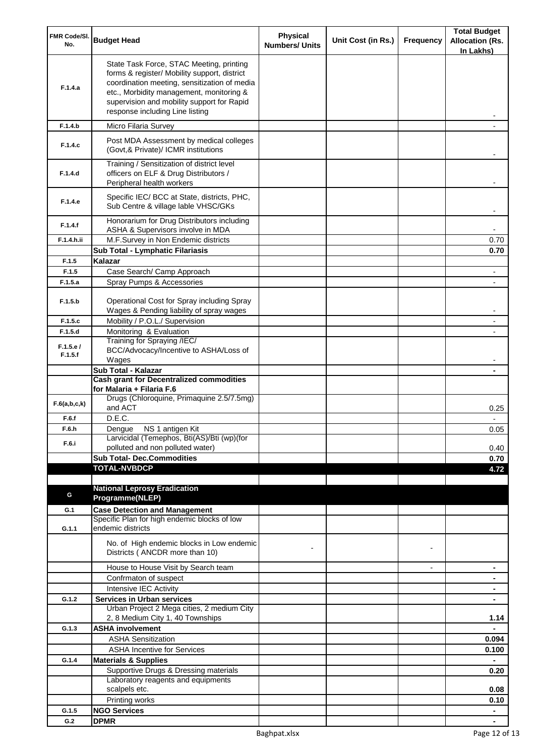| FMR Code/Sl. No. | Budget Head | Physical Numbers/ Units | Unit Cost (in Rs.) | Frequency | Total Budget Allocation (Rs. In Lakhs) |
|---|---|---|---|---|---|
| F.1.4.a | State Task Force, STAC Meeting, printing forms & register/ Mobility support, district coordination meeting, sensitization of media etc., Morbidity management, monitoring & supervision and mobility support for Rapid response including Line listing | | | | - |
| F.1.4.b | Micro Filaria Survey | | | | - |
| F.1.4.c | Post MDA Assessment by medical colleges (Govt,& Private)/ ICMR institutions | | | | - |
| F.1.4.d | Training / Sensitization of district level officers on ELF & Drug Distributors / Peripheral health workers | | | | - |
| F.1.4.e | Specific IEC/ BCC at State, districts, PHC, Sub Centre & village lable VHSC/GKs | | | | - |
| F.1.4.f | Honorarium for Drug Distributors including ASHA & Supervisors involve in MDA | | | | - |
| F.1.4.h.ii | M.F.Survey in Non Endemic districts | | | | 0.70 |
| | **Sub Total - Lymphatic Filariasis** | | | | **0.70** |
| F.1.5 | **Kalazar** | | | | |
| F.1.5 | Case Search/ Camp Approach | | | | - |
| F.1.5.a | Spray Pumps & Accessories | | | | - |
| F.1.5.b | Operational Cost for Spray including Spray Wages & Pending liability of spray wages | | | | - |
| F.1.5.c | Mobility / P.O.L./ Supervision | | | | - |
| F.1.5.d | Monitoring & Evaluation | | | | - |
| F.1.5.e / F.1.5.f | Training for Spraying /IEC/ BCC/Advocacy/Incentive to ASHA/Loss of Wages | | | | - |
| | **Sub Total - Kalazar** | | | | **-** |
| | **Cash grant for Decentralized commodities for Malaria + Filaria F.6** | | | | |
| F.6(a,b,c,k) | Drugs (Chloroquine, Primaquine 2.5/7.5mg) and ACT | | | | 0.25 |
| F.6.f | D.E.C. | | | | - |
| F.6.h | Dengue NS 1 antigen Kit | | | | 0.05 |
| F.6.i | Larvicidal (Temephos, Bti(AS)/Bti (wp)(for polluted and non polluted water) | | | | 0.40 |
| | **Sub Total- Dec.Commodities** | | | | **0.70** |
| | **TOTAL-NVBDCP** | | | | **4.72** |
| | | | | | |
| G | **National Leprosy Eradication Programme(NLEP)** | | | | |
| G.1 | **Case Detection and Management** | | | | |
| G.1.1 | Specific Plan for high endemic blocks of low endemic districts | | | | |
| | No. of High endemic blocks in Low endemic Districts ( ANCDR more than 10) | - | | - | |
| | House to House Visit by Search team | | | - | **-** |
| | Confrmaton of suspect | | | | **-** |
| | Intensive IEC Activity | | | | **-** |
| G.1.2 | **Services in Urban services** | | | | **-** |
| | Urban Project 2 Mega cities, 2 medium City 2, 8 Medium City 1, 40 Townships | | | | **1.14** |
| G.1.3 | **ASHA involvement** | | | | **-** |
| | ASHA Sensitization | | | | **0.094** |
| | ASHA Incentive for Services | | | | **0.100** |
| G.1.4 | **Materials & Supplies** | | | | **-** |
| | Supportive Drugs & Dressing materials | | | | **0.20** |
| | Laboratory reagents and equipments scalpels etc. | | | | **0.08** |
| | Printing works | | | | **0.10** |
| G.1.5 | **NGO Services** | | | | **-** |
| G.2 | **DPMR** | | | | **-** |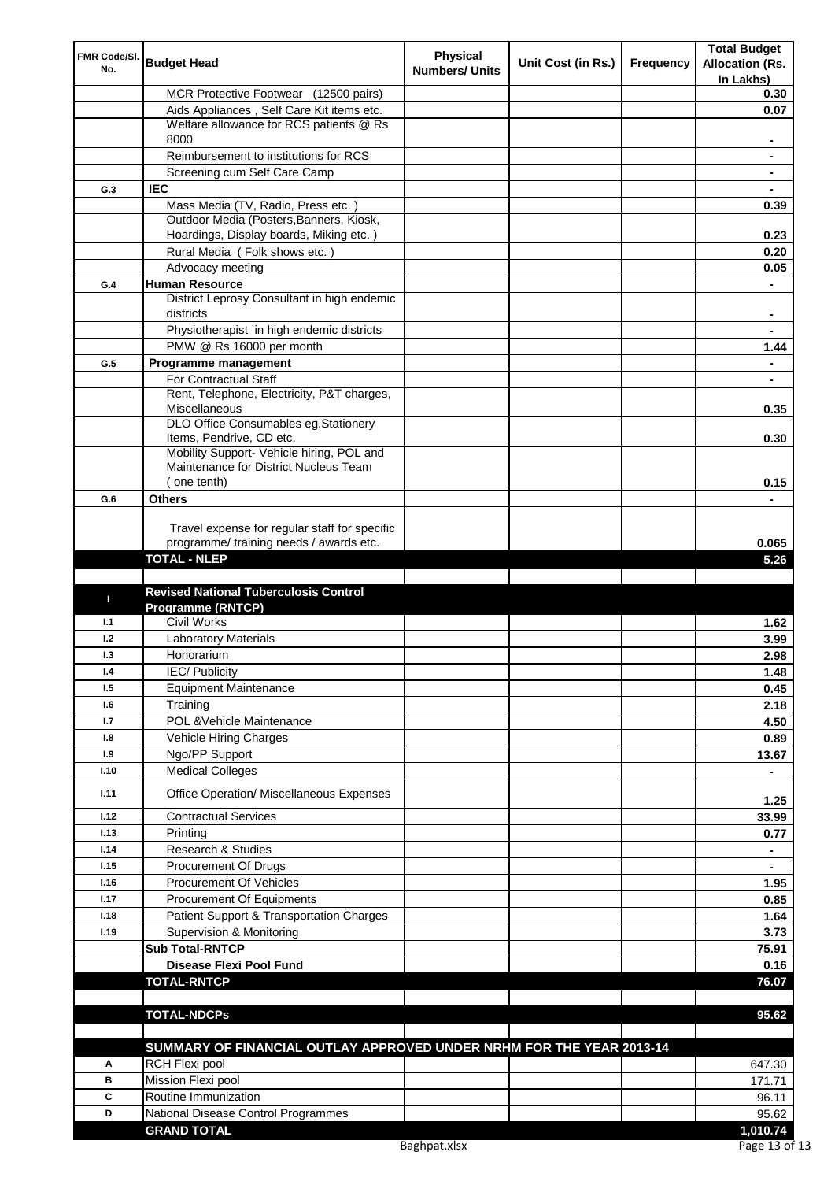| FMR Code/Sl. No. | Budget Head | Physical Numbers/ Units | Unit Cost (in Rs.) | Frequency | Total Budget Allocation (Rs. In Lakhs) |
|---|---|---|---|---|---|
| | MCR Protective Footwear (12500 pairs) | | | | 0.30 |
| | Aids Appliances , Self Care Kit items etc. | | | | 0.07 |
| | Welfare allowance for RCS patients @ Rs 8000 | | | | - |
| | Reimbursement to institutions for RCS | | | | - |
| | Screening cum Self Care Camp | | | | - |
| G.3 | **IEC** | | | | - |
| | Mass Media (TV, Radio, Press etc. ) | | | | 0.39 |
| | Outdoor Media (Posters,Banners, Kiosk, Hoardings, Display boards, Miking etc. ) | | | | 0.23 |
| | Rural Media ( Folk shows etc. ) | | | | 0.20 |
| | Advocacy meeting | | | | 0.05 |
| G.4 | **Human Resource** | | | | - |
| | District Leprosy Consultant in high endemic districts | | | | - |
| | Physiotherapist in high endemic districts | | | | - |
| | PMW @ Rs 16000 per month | | | | 1.44 |
| G.5 | **Programme management** | | | | - |
| | For Contractual Staff | | | | - |
| | Rent, Telephone, Electricity, P&T charges, Miscellaneous | | | | 0.35 |
| | DLO Office Consumables eg.Stationery Items, Pendrive, CD etc. | | | | 0.30 |
| | Mobility Support- Vehicle hiring, POL and Maintenance for District Nucleus Team ( one tenth) | | | | 0.15 |
| G.6 | **Others** | | | | - |
| | Travel expense for regular staff for specific programme/ training needs / awards etc. | | | | 0.065 |
| | **TOTAL - NLEP** | | | | **5.26** |
| | | | | | |
| I | **Revised National Tuberculosis Control Programme (RNTCP)** | | | | |
| I.1 | Civil Works | | | | 1.62 |
| I.2 | Laboratory Materials | | | | 3.99 |
| I.3 | Honorarium | | | | 2.98 |
| I.4 | IEC/ Publicity | | | | 1.48 |
| I.5 | Equipment Maintenance | | | | 0.45 |
| I.6 | Training | | | | 2.18 |
| I.7 | POL &Vehicle Maintenance | | | | 4.50 |
| I.8 | Vehicle Hiring Charges | | | | 0.89 |
| I.9 | Ngo/PP Support | | | | 13.67 |
| I.10 | Medical Colleges | | | | - |
| I.11 | Office Operation/ Miscellaneous Expenses | | | | 1.25 |
| I.12 | Contractual Services | | | | 33.99 |
| I.13 | Printing | | | | 0.77 |
| I.14 | Research & Studies | | | | - |
| I.15 | Procurement Of Drugs | | | | - |
| I.16 | Procurement Of Vehicles | | | | 1.95 |
| I.17 | Procurement Of Equipments | | | | 0.85 |
| I.18 | Patient Support & Transportation Charges | | | | 1.64 |
| I.19 | Supervision & Monitoring | | | | 3.73 |
| | **Sub Total-RNTCP** | | | | **75.91** |
| | **Disease Flexi Pool Fund** | | | | **0.16** |
| | **TOTAL-RNTCP** | | | | **76.07** |
| | | | | | |
| | **TOTAL-NDCPs** | | | | **95.62** |
| | | | | | |
| | **SUMMARY OF FINANCIAL OUTLAY APPROVED UNDER NRHM FOR THE YEAR 2013-14** | | | | |
| A | RCH Flexi pool | | | | 647.30 |
| B | Mission Flexi pool | | | | 171.71 |
| C | Routine Immunization | | | | 96.11 |
| D | National Disease Control Programmes | | | | 95.62 |
| | **GRAND TOTAL** | | | | **1,010.74** |